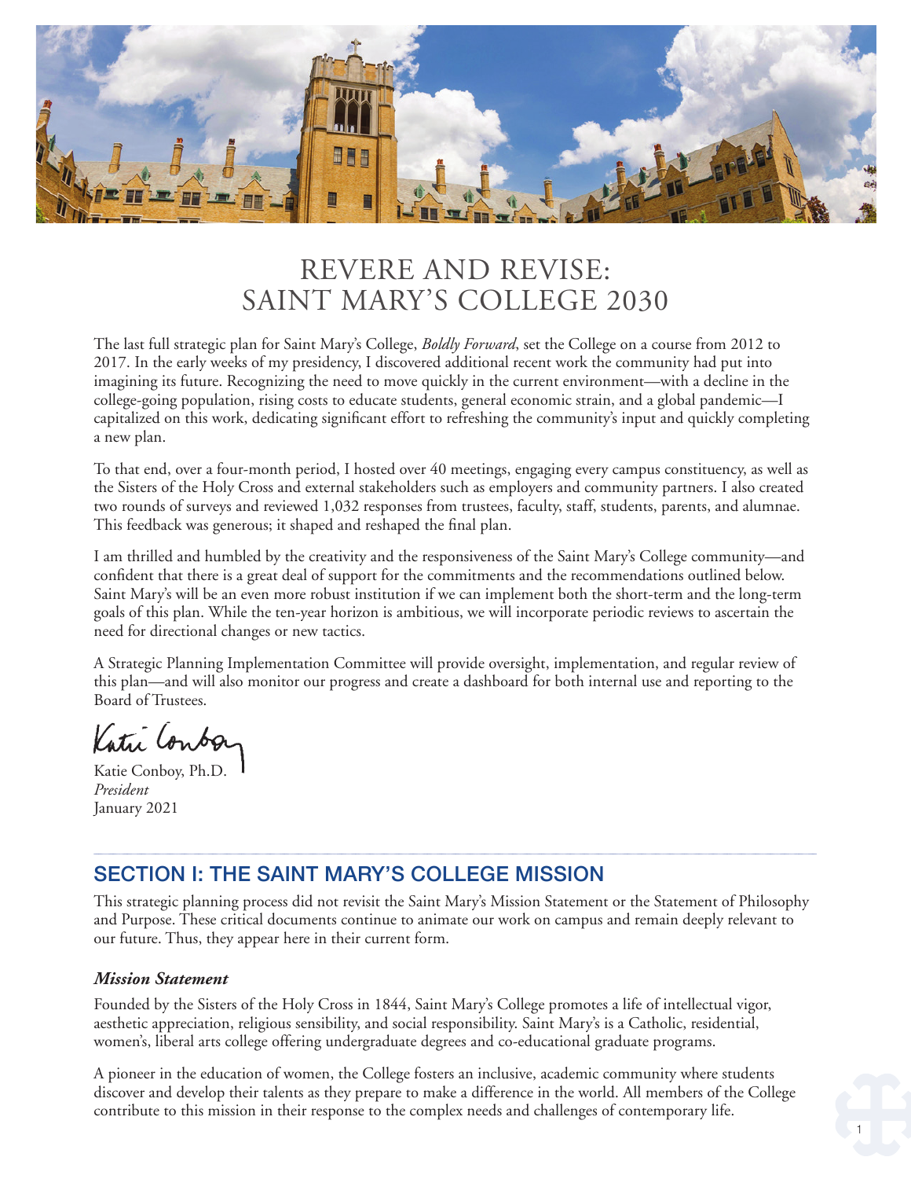# REVERE AND REVISE: SAINT MARY'S COLLEGE 2030

The last full strategic plan for Saint Mary's College, *Boldly Forward*, set the College on a course from 2012 to 2017. In the early weeks of my presidency, I discovered additional recent work the community had put into imagining its future. Recognizing the need to move quickly in the current environment—with a decline in the college-going population, rising costs to educate students, general economic strain, and a global pandemic—I capitalized on this work, dedicating significant effort to refreshing the community's input and quickly completing a new plan.

To that end, over a four-month period, I hosted over 40 meetings, engaging every campus constituency, as well as the Sisters of the Holy Cross and external stakeholders such as employers and community partners. I also created two rounds of surveys and reviewed 1,032 responses from trustees, faculty, staff, students, parents, and alumnae. This feedback was generous; it shaped and reshaped the final plan.

I am thrilled and humbled by the creativity and the responsiveness of the Saint Mary's College community—and confident that there is a great deal of support for the commitments and the recommendations outlined below. Saint Mary's will be an even more robust institution if we can implement both the short-term and the long-term goals of this plan. While the ten-year horizon is ambitious, we will incorporate periodic reviews to ascertain the need for directional changes or new tactics.

A Strategic Planning Implementation Committee will provide oversight, implementation, and regular review of this plan—and will also monitor our progress and create a dashboard for both internal use and reporting to the Board of Trustees.

Katie Conboy, Ph.D.
*President*
January 2021

## SECTION I: THE SAINT MARY'S COLLEGE MISSION

This strategic planning process did not revisit the Saint Mary's Mission Statement or the Statement of Philosophy and Purpose. These critical documents continue to animate our work on campus and remain deeply relevant to our future. Thus, they appear here in their current form.

### *Mission Statement*

Founded by the Sisters of the Holy Cross in 1844, Saint Mary's College promotes a life of intellectual vigor, aesthetic appreciation, religious sensibility, and social responsibility. Saint Mary's is a Catholic, residential, women's, liberal arts college offering undergraduate degrees and co-educational graduate programs.

A pioneer in the education of women, the College fosters an inclusive, academic community where students discover and develop their talents as they prepare to make a difference in the world. All members of the College contribute to this mission in their response to the complex needs and challenges of contemporary life.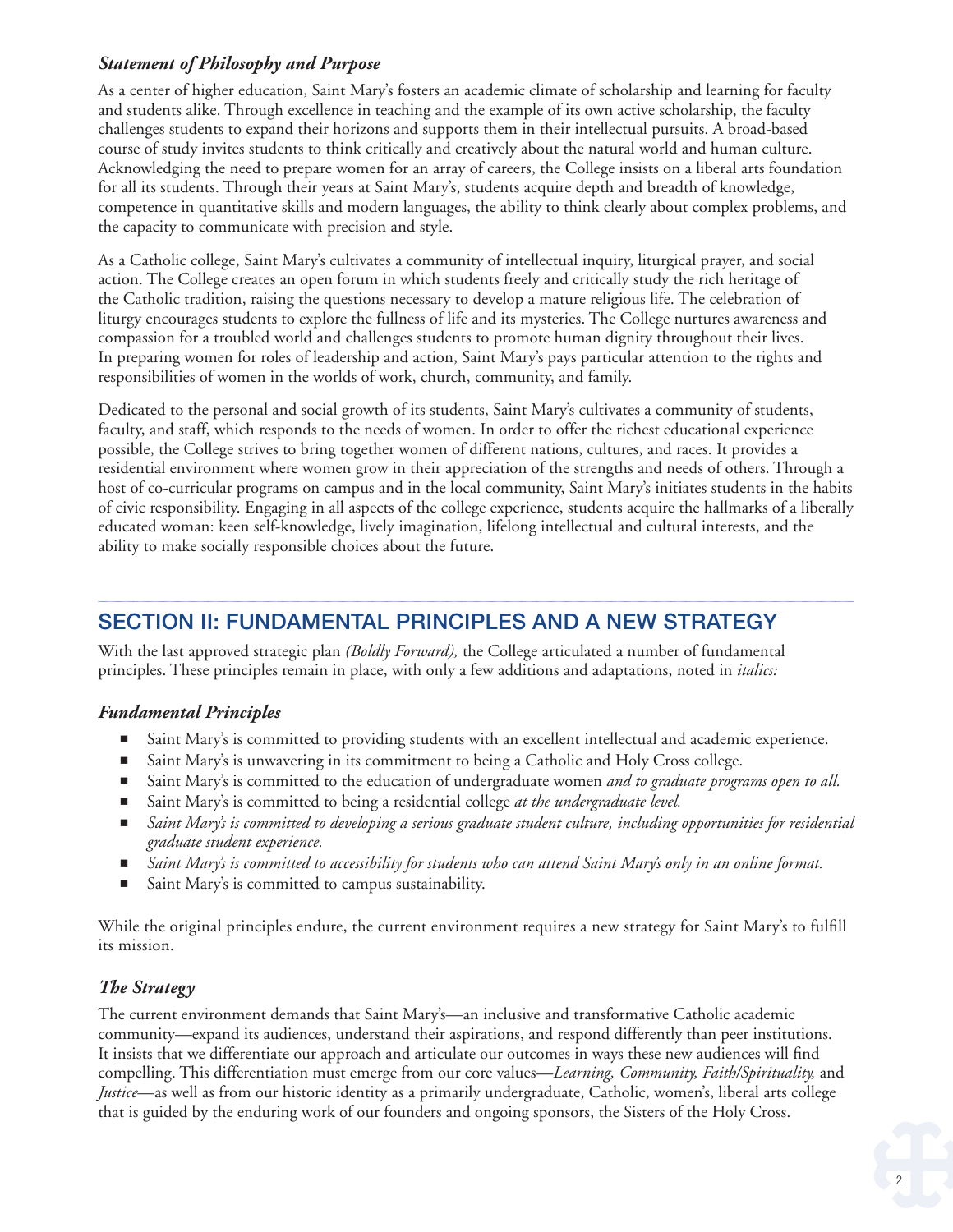### *Statement of Philosophy and Purpose*

As a center of higher education, Saint Mary's fosters an academic climate of scholarship and learning for faculty and students alike. Through excellence in teaching and the example of its own active scholarship, the faculty challenges students to expand their horizons and supports them in their intellectual pursuits. A broad-based course of study invites students to think critically and creatively about the natural world and human culture. Acknowledging the need to prepare women for an array of careers, the College insists on a liberal arts foundation for all its students. Through their years at Saint Mary's, students acquire depth and breadth of knowledge, competence in quantitative skills and modern languages, the ability to think clearly about complex problems, and the capacity to communicate with precision and style.

As a Catholic college, Saint Mary's cultivates a community of intellectual inquiry, liturgical prayer, and social action. The College creates an open forum in which students freely and critically study the rich heritage of the Catholic tradition, raising the questions necessary to develop a mature religious life. The celebration of liturgy encourages students to explore the fullness of life and its mysteries. The College nurtures awareness and compassion for a troubled world and challenges students to promote human dignity throughout their lives. In preparing women for roles of leadership and action, Saint Mary's pays particular attention to the rights and responsibilities of women in the worlds of work, church, community, and family.

Dedicated to the personal and social growth of its students, Saint Mary's cultivates a community of students, faculty, and staff, which responds to the needs of women. In order to offer the richest educational experience possible, the College strives to bring together women of different nations, cultures, and races. It provides a residential environment where women grow in their appreciation of the strengths and needs of others. Through a host of co-curricular programs on campus and in the local community, Saint Mary's initiates students in the habits of civic responsibility. Engaging in all aspects of the college experience, students acquire the hallmarks of a liberally educated woman: keen self-knowledge, lively imagination, lifelong intellectual and cultural interests, and the ability to make socially responsible choices about the future.

## SECTION II: FUNDAMENTAL PRINCIPLES AND A NEW STRATEGY

With the last approved strategic plan *(Boldly Forward),* the College articulated a number of fundamental principles. These principles remain in place, with only a few additions and adaptations, noted in *italics:*

### *Fundamental Principles*

- Saint Mary's is committed to providing students with an excellent intellectual and academic experience.
- Saint Mary's is unwavering in its commitment to being a Catholic and Holy Cross college.
- Saint Mary's is committed to the education of undergraduate women *and to graduate programs open to all.*
- Saint Mary's is committed to being a residential college *at the undergraduate level.*
- *Saint Mary's is committed to developing a serious graduate student culture, including opportunities for residential graduate student experience.*
- *Saint Mary's is committed to accessibility for students who can attend Saint Mary's only in an online format.*
- Saint Mary's is committed to campus sustainability.

While the original principles endure, the current environment requires a new strategy for Saint Mary's to fulfill its mission.

### *The Strategy*

The current environment demands that Saint Mary's—an inclusive and transformative Catholic academic community—expand its audiences, understand their aspirations, and respond differently than peer institutions. It insists that we differentiate our approach and articulate our outcomes in ways these new audiences will find compelling. This differentiation must emerge from our core values—*Learning, Community, Faith/Spirituality,* and *Justice*—as well as from our historic identity as a primarily undergraduate, Catholic, women's, liberal arts college that is guided by the enduring work of our founders and ongoing sponsors, the Sisters of the Holy Cross.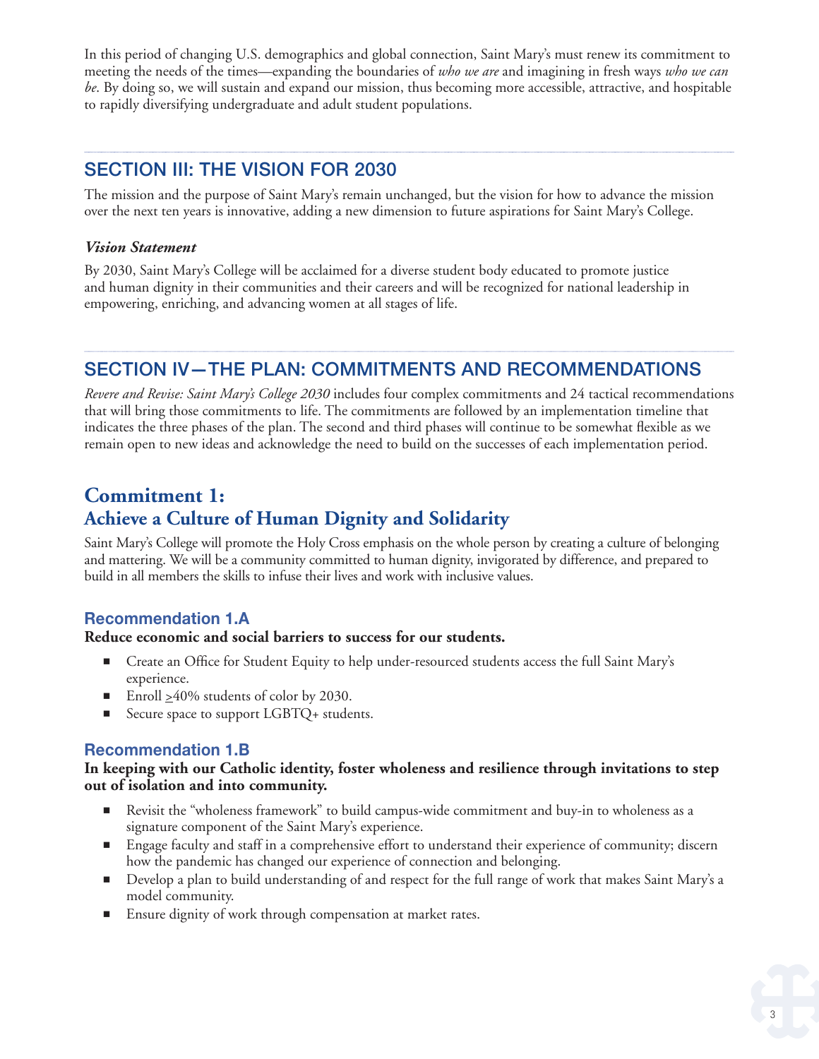In this period of changing U.S. demographics and global connection, Saint Mary's must renew its commitment to meeting the needs of the times—expanding the boundaries of *who we are* and imagining in fresh ways *who we can be*. By doing so, we will sustain and expand our mission, thus becoming more accessible, attractive, and hospitable to rapidly diversifying undergraduate and adult student populations.

## SECTION III: THE VISION FOR 2030

The mission and the purpose of Saint Mary's remain unchanged, but the vision for how to advance the mission over the next ten years is innovative, adding a new dimension to future aspirations for Saint Mary's College.

### *Vision Statement*

By 2030, Saint Mary's College will be acclaimed for a diverse student body educated to promote justice and human dignity in their communities and their careers and will be recognized for national leadership in empowering, enriching, and advancing women at all stages of life.

## SECTION IV—THE PLAN: COMMITMENTS AND RECOMMENDATIONS

*Revere and Revise: Saint Mary's College 2030* includes four complex commitments and 24 tactical recommendations that will bring those commitments to life. The commitments are followed by an implementation timeline that indicates the three phases of the plan. The second and third phases will continue to be somewhat flexible as we remain open to new ideas and acknowledge the need to build on the successes of each implementation period.

## Commitment 1: Achieve a Culture of Human Dignity and Solidarity

Saint Mary's College will promote the Holy Cross emphasis on the whole person by creating a culture of belonging and mattering. We will be a community committed to human dignity, invigorated by difference, and prepared to build in all members the skills to infuse their lives and work with inclusive values.

### Recommendation 1.A

**Reduce economic and social barriers to success for our students.**

- Create an Office for Student Equity to help under-resourced students access the full Saint Mary's experience.
- Enroll ≥40% students of color by 2030.
- Secure space to support LGBTQ+ students.

### Recommendation 1.B

**In keeping with our Catholic identity, foster wholeness and resilience through invitations to step out of isolation and into community.**

- Revisit the "wholeness framework" to build campus-wide commitment and buy-in to wholeness as a signature component of the Saint Mary's experience.
- Engage faculty and staff in a comprehensive effort to understand their experience of community; discern how the pandemic has changed our experience of connection and belonging.
- Develop a plan to build understanding of and respect for the full range of work that makes Saint Mary's a model community.
- Ensure dignity of work through compensation at market rates.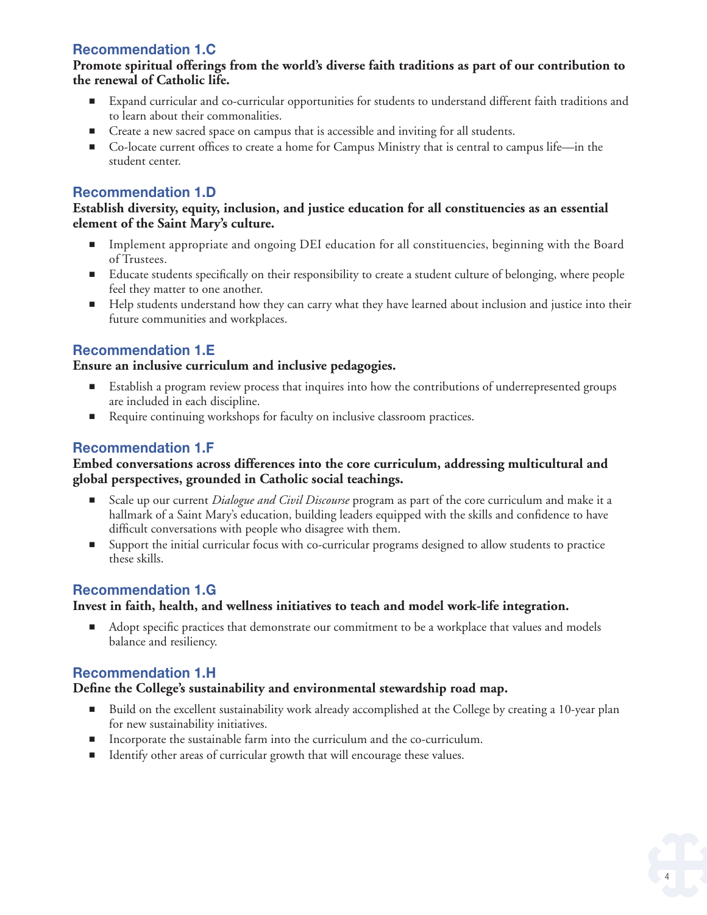### Recommendation 1.C

**Promote spiritual offerings from the world's diverse faith traditions as part of our contribution to the renewal of Catholic life.**

- Expand curricular and co-curricular opportunities for students to understand different faith traditions and to learn about their commonalities.
- Create a new sacred space on campus that is accessible and inviting for all students.
- Co-locate current offices to create a home for Campus Ministry that is central to campus life—in the student center.

### Recommendation 1.D

**Establish diversity, equity, inclusion, and justice education for all constituencies as an essential element of the Saint Mary's culture.**

- Implement appropriate and ongoing DEI education for all constituencies, beginning with the Board of Trustees.
- Educate students specifically on their responsibility to create a student culture of belonging, where people feel they matter to one another.
- Help students understand how they can carry what they have learned about inclusion and justice into their future communities and workplaces.

### Recommendation 1.E

**Ensure an inclusive curriculum and inclusive pedagogies.**

- Establish a program review process that inquires into how the contributions of underrepresented groups are included in each discipline.
- Require continuing workshops for faculty on inclusive classroom practices.

### Recommendation 1.F

**Embed conversations across differences into the core curriculum, addressing multicultural and global perspectives, grounded in Catholic social teachings.**

- Scale up our current *Dialogue and Civil Discourse* program as part of the core curriculum and make it a hallmark of a Saint Mary's education, building leaders equipped with the skills and confidence to have difficult conversations with people who disagree with them.
- Support the initial curricular focus with co-curricular programs designed to allow students to practice these skills.

### Recommendation 1.G

**Invest in faith, health, and wellness initiatives to teach and model work-life integration.**

- Adopt specific practices that demonstrate our commitment to be a workplace that values and models balance and resiliency.

### Recommendation 1.H

**Define the College's sustainability and environmental stewardship road map.**

- Build on the excellent sustainability work already accomplished at the College by creating a 10-year plan for new sustainability initiatives.
- Incorporate the sustainable farm into the curriculum and the co-curriculum.
- Identify other areas of curricular growth that will encourage these values.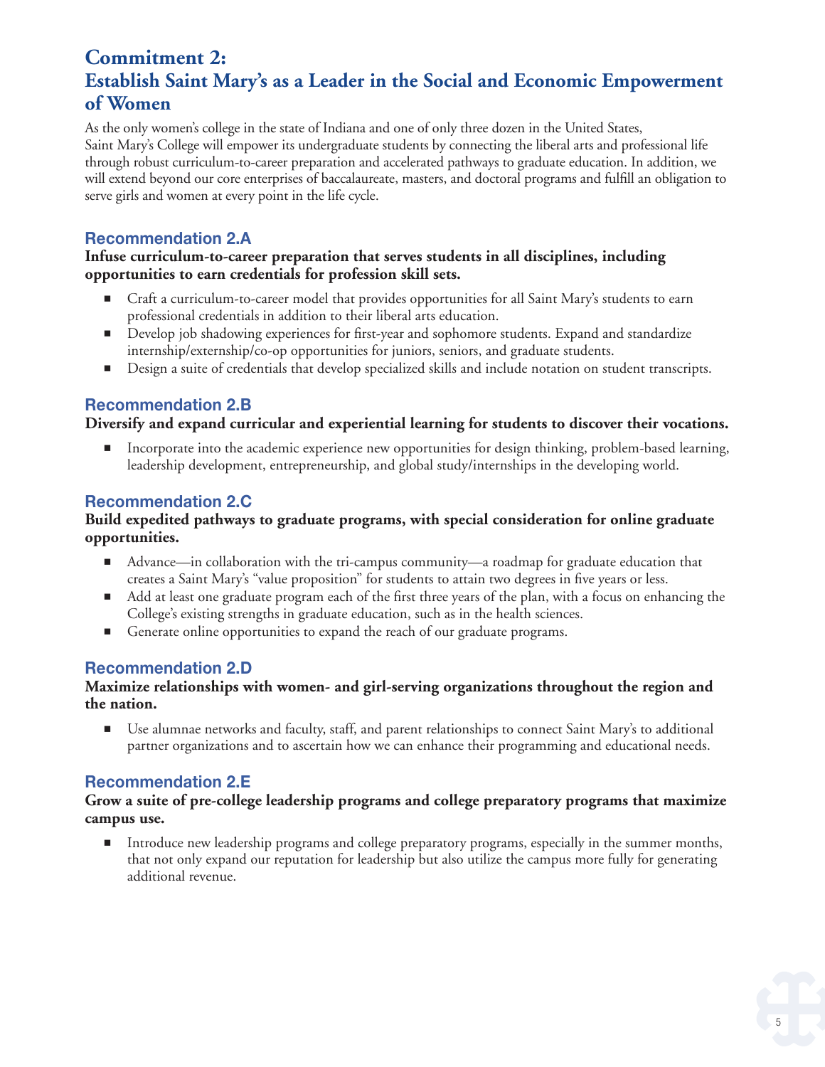# Commitment 2:
# Establish Saint Mary's as a Leader in the Social and Economic Empowerment of Women

As the only women's college in the state of Indiana and one of only three dozen in the United States, Saint Mary's College will empower its undergraduate students by connecting the liberal arts and professional life through robust curriculum-to-career preparation and accelerated pathways to graduate education. In addition, we will extend beyond our core enterprises of baccalaureate, masters, and doctoral programs and fulfill an obligation to serve girls and women at every point in the life cycle.

## Recommendation 2.A

**Infuse curriculum-to-career preparation that serves students in all disciplines, including opportunities to earn credentials for profession skill sets.**

- Craft a curriculum-to-career model that provides opportunities for all Saint Mary's students to earn professional credentials in addition to their liberal arts education.
- Develop job shadowing experiences for first-year and sophomore students. Expand and standardize internship/externship/co-op opportunities for juniors, seniors, and graduate students.
- Design a suite of credentials that develop specialized skills and include notation on student transcripts.

## Recommendation 2.B

**Diversify and expand curricular and experiential learning for students to discover their vocations.**

- Incorporate into the academic experience new opportunities for design thinking, problem-based learning, leadership development, entrepreneurship, and global study/internships in the developing world.

## Recommendation 2.C

**Build expedited pathways to graduate programs, with special consideration for online graduate opportunities.**

- Advance—in collaboration with the tri-campus community—a roadmap for graduate education that creates a Saint Mary's "value proposition" for students to attain two degrees in five years or less.
- Add at least one graduate program each of the first three years of the plan, with a focus on enhancing the College's existing strengths in graduate education, such as in the health sciences.
- Generate online opportunities to expand the reach of our graduate programs.

## Recommendation 2.D

**Maximize relationships with women- and girl-serving organizations throughout the region and the nation.**

- Use alumnae networks and faculty, staff, and parent relationships to connect Saint Mary's to additional partner organizations and to ascertain how we can enhance their programming and educational needs.

## Recommendation 2.E

**Grow a suite of pre-college leadership programs and college preparatory programs that maximize campus use.**

- Introduce new leadership programs and college preparatory programs, especially in the summer months, that not only expand our reputation for leadership but also utilize the campus more fully for generating additional revenue.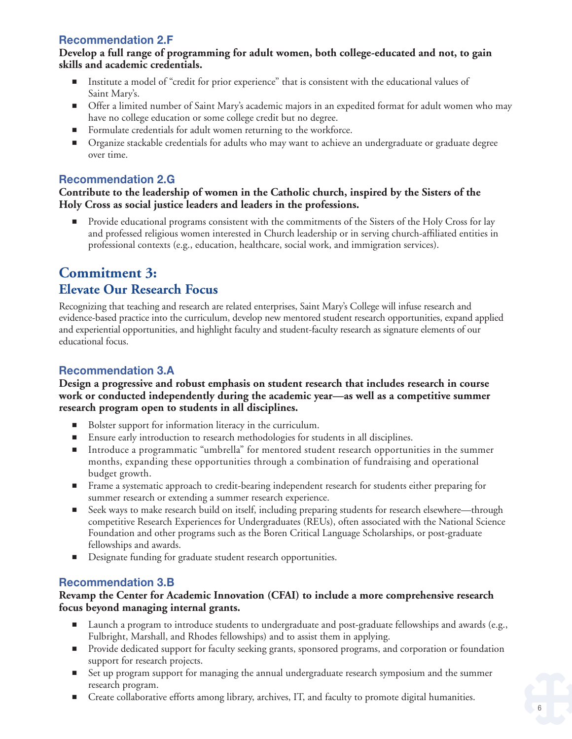### Recommendation 2.F

**Develop a full range of programming for adult women, both college-educated and not, to gain skills and academic credentials.**

- Institute a model of "credit for prior experience" that is consistent with the educational values of Saint Mary's.
- Offer a limited number of Saint Mary's academic majors in an expedited format for adult women who may have no college education or some college credit but no degree.
- Formulate credentials for adult women returning to the workforce.
- Organize stackable credentials for adults who may want to achieve an undergraduate or graduate degree over time.

### Recommendation 2.G

**Contribute to the leadership of women in the Catholic church, inspired by the Sisters of the Holy Cross as social justice leaders and leaders in the professions.**

- Provide educational programs consistent with the commitments of the Sisters of the Holy Cross for lay and professed religious women interested in Church leadership or in serving church-affiliated entities in professional contexts (e.g., education, healthcare, social work, and immigration services).

## Commitment 3: Elevate Our Research Focus

Recognizing that teaching and research are related enterprises, Saint Mary's College will infuse research and evidence-based practice into the curriculum, develop new mentored student research opportunities, expand applied and experiential opportunities, and highlight faculty and student-faculty research as signature elements of our educational focus.

### Recommendation 3.A

**Design a progressive and robust emphasis on student research that includes research in course work or conducted independently during the academic year—as well as a competitive summer research program open to students in all disciplines.**

- Bolster support for information literacy in the curriculum.
- Ensure early introduction to research methodologies for students in all disciplines.
- Introduce a programmatic "umbrella" for mentored student research opportunities in the summer months, expanding these opportunities through a combination of fundraising and operational budget growth.
- Frame a systematic approach to credit-bearing independent research for students either preparing for summer research or extending a summer research experience.
- Seek ways to make research build on itself, including preparing students for research elsewhere—through competitive Research Experiences for Undergraduates (REUs), often associated with the National Science Foundation and other programs such as the Boren Critical Language Scholarships, or post-graduate fellowships and awards.
- Designate funding for graduate student research opportunities.

### Recommendation 3.B

**Revamp the Center for Academic Innovation (CFAI) to include a more comprehensive research focus beyond managing internal grants.**

- Launch a program to introduce students to undergraduate and post-graduate fellowships and awards (e.g., Fulbright, Marshall, and Rhodes fellowships) and to assist them in applying.
- Provide dedicated support for faculty seeking grants, sponsored programs, and corporation or foundation support for research projects.
- Set up program support for managing the annual undergraduate research symposium and the summer research program.
- Create collaborative efforts among library, archives, IT, and faculty to promote digital humanities.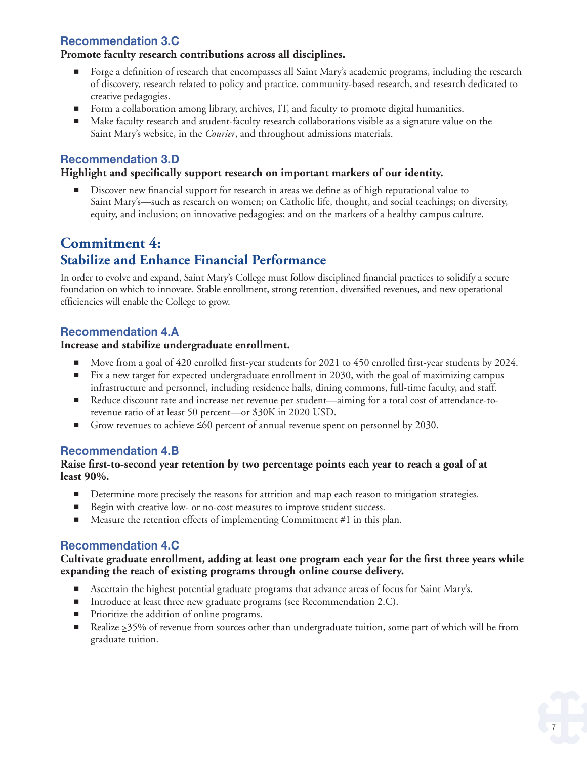### Recommendation 3.C

**Promote faculty research contributions across all disciplines.**

- Forge a definition of research that encompasses all Saint Mary's academic programs, including the research of discovery, research related to policy and practice, community-based research, and research dedicated to creative pedagogies.
- Form a collaboration among library, archives, IT, and faculty to promote digital humanities.
- Make faculty research and student-faculty research collaborations visible as a signature value on the Saint Mary's website, in the *Courier*, and throughout admissions materials.

### Recommendation 3.D

**Highlight and specifically support research on important markers of our identity.**

- Discover new financial support for research in areas we define as of high reputational value to Saint Mary's—such as research on women; on Catholic life, thought, and social teachings; on diversity, equity, and inclusion; on innovative pedagogies; and on the markers of a healthy campus culture.

## Commitment 4:
## Stabilize and Enhance Financial Performance

In order to evolve and expand, Saint Mary's College must follow disciplined financial practices to solidify a secure foundation on which to innovate. Stable enrollment, strong retention, diversified revenues, and new operational efficiencies will enable the College to grow.

### Recommendation 4.A

**Increase and stabilize undergraduate enrollment.**

- Move from a goal of 420 enrolled first-year students for 2021 to 450 enrolled first-year students by 2024.
- Fix a new target for expected undergraduate enrollment in 2030, with the goal of maximizing campus infrastructure and personnel, including residence halls, dining commons, full-time faculty, and staff.
- Reduce discount rate and increase net revenue per student—aiming for a total cost of attendance-to-revenue ratio of at least 50 percent—or $30K in 2020 USD.
- Grow revenues to achieve ≤60 percent of annual revenue spent on personnel by 2030.

### Recommendation 4.B

**Raise first-to-second year retention by two percentage points each year to reach a goal of at least 90%.**

- Determine more precisely the reasons for attrition and map each reason to mitigation strategies.
- Begin with creative low- or no-cost measures to improve student success.
- Measure the retention effects of implementing Commitment #1 in this plan.

### Recommendation 4.C

**Cultivate graduate enrollment, adding at least one program each year for the first three years while expanding the reach of existing programs through online course delivery.**

- Ascertain the highest potential graduate programs that advance areas of focus for Saint Mary's.
- Introduce at least three new graduate programs (see Recommendation 2.C).
- Prioritize the addition of online programs.
- Realize ≥35% of revenue from sources other than undergraduate tuition, some part of which will be from graduate tuition.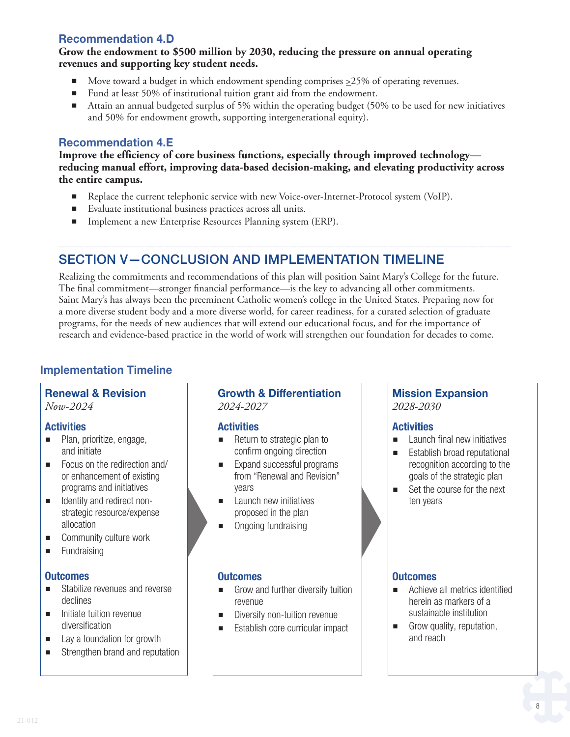### Recommendation 4.D

**Grow the endowment to $500 million by 2030, reducing the pressure on annual operating revenues and supporting key student needs.**

- Move toward a budget in which endowment spending comprises ≥25% of operating revenues.
- Fund at least 50% of institutional tuition grant aid from the endowment.
- Attain an annual budgeted surplus of 5% within the operating budget (50% to be used for new initiatives and 50% for endowment growth, supporting intergenerational equity).

### Recommendation 4.E

**Improve the efficiency of core business functions, especially through improved technology—reducing manual effort, improving data-based decision-making, and elevating productivity across the entire campus.**

- Replace the current telephonic service with new Voice-over-Internet-Protocol system (VoIP).
- Evaluate institutional business practices across all units.
- Implement a new Enterprise Resources Planning system (ERP).

## SECTION V—CONCLUSION AND IMPLEMENTATION TIMELINE

Realizing the commitments and recommendations of this plan will position Saint Mary's College for the future. The final commitment—stronger financial performance—is the key to advancing all other commitments. Saint Mary's has always been the preeminent Catholic women's college in the United States. Preparing now for a more diverse student body and a more diverse world, for career readiness, for a curated selection of graduate programs, for the needs of new audiences that will extend our educational focus, and for the importance of research and evidence-based practice in the world of work will strengthen our foundation for decades to come.

### Implementation Timeline

#### Renewal & Revision
*Now-2024*

**Activities**

- Plan, prioritize, engage, and initiate
- Focus on the redirection and/or enhancement of existing programs and initiatives
- Identify and redirect non-strategic resource/expense allocation
- Community culture work
- Fundraising

**Outcomes**

- Stabilize revenues and reverse declines
- Initiate tuition revenue diversification
- Lay a foundation for growth
- Strengthen brand and reputation

#### Growth & Differentiation
*2024-2027*

**Activities**

- Return to strategic plan to confirm ongoing direction
- Expand successful programs from "Renewal and Revision" years
- Launch new initiatives proposed in the plan
- Ongoing fundraising

**Outcomes**

- Grow and further diversify tuition revenue
- Diversify non-tuition revenue
- Establish core curricular impact

#### Mission Expansion
*2028-2030*

**Activities**

- Launch final new initiatives
- Establish broad reputational recognition according to the goals of the strategic plan
- Set the course for the next ten years

**Outcomes**

- Achieve all metrics identified herein as markers of a sustainable institution
- Grow quality, reputation, and reach